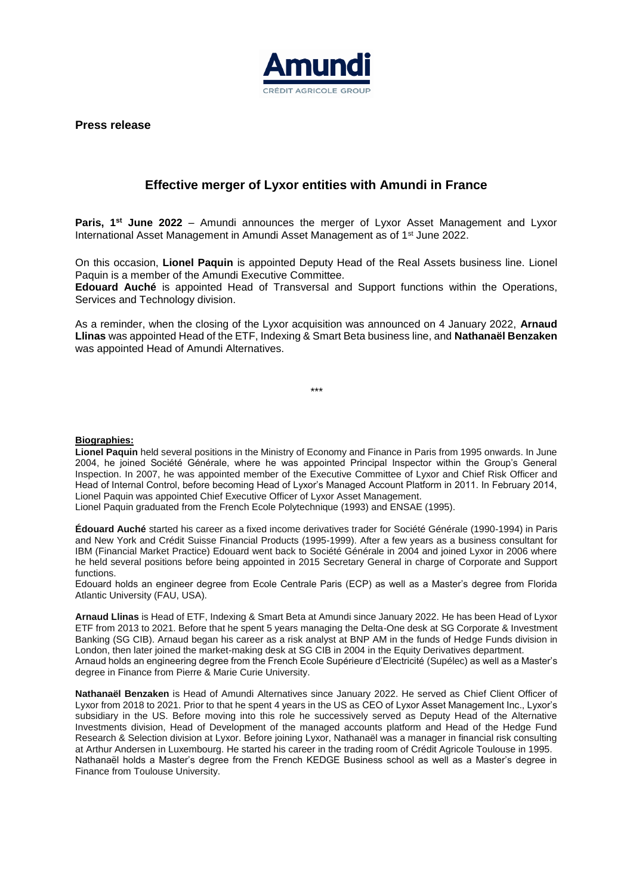**Press release**

# Effective merger of Lyxor entities with Amundi in France

**Paris, 1st June 2022** – Amundi announces the merger of Lyxor Asset Management and Lyxor International Asset Management in Amundi Asset Management as of 1st June 2022.

On this occasion, **Lionel Paquin** is appointed Deputy Head of the Real Assets business line. Lionel Paquin is a member of the Amundi Executive Committee.
**Edouard Auché** is appointed Head of Transversal and Support functions within the Operations, Services and Technology division.

As a reminder, when the closing of the Lyxor acquisition was announced on 4 January 2022, **Arnaud Llinas** was appointed Head of the ETF, Indexing & Smart Beta business line, and **Nathanaël Benzaken** was appointed Head of Amundi Alternatives.

\*\*\*

**Biographies:**

**Lionel Paquin** held several positions in the Ministry of Economy and Finance in Paris from 1995 onwards. In June 2004, he joined Société Générale, where he was appointed Principal Inspector within the Group's General Inspection. In 2007, he was appointed member of the Executive Committee of Lyxor and Chief Risk Officer and Head of Internal Control, before becoming Head of Lyxor's Managed Account Platform in 2011. In February 2014, Lionel Paquin was appointed Chief Executive Officer of Lyxor Asset Management.
Lionel Paquin graduated from the French Ecole Polytechnique (1993) and ENSAE (1995).

**Édouard Auché** started his career as a fixed income derivatives trader for Société Générale (1990-1994) in Paris and New York and Crédit Suisse Financial Products (1995-1999). After a few years as a business consultant for IBM (Financial Market Practice) Edouard went back to Société Générale in 2004 and joined Lyxor in 2006 where he held several positions before being appointed in 2015 Secretary General in charge of Corporate and Support functions.
Edouard holds an engineer degree from Ecole Centrale Paris (ECP) as well as a Master's degree from Florida Atlantic University (FAU, USA).

**Arnaud Llinas** is Head of ETF, Indexing & Smart Beta at Amundi since January 2022. He has been Head of Lyxor ETF from 2013 to 2021. Before that he spent 5 years managing the Delta-One desk at SG Corporate & Investment Banking (SG CIB). Arnaud began his career as a risk analyst at BNP AM in the funds of Hedge Funds division in London, then later joined the market-making desk at SG CIB in 2004 in the Equity Derivatives department.
Arnaud holds an engineering degree from the French Ecole Supérieure d'Electricité (Supélec) as well as a Master's degree in Finance from Pierre & Marie Curie University.

**Nathanaël Benzaken** is Head of Amundi Alternatives since January 2022. He served as Chief Client Officer of Lyxor from 2018 to 2021. Prior to that he spent 4 years in the US as CEO of Lyxor Asset Management Inc., Lyxor's subsidiary in the US. Before moving into this role he successively served as Deputy Head of the Alternative Investments division, Head of Development of the managed accounts platform and Head of the Hedge Fund Research & Selection division at Lyxor. Before joining Lyxor, Nathanaël was a manager in financial risk consulting at Arthur Andersen in Luxembourg. He started his career in the trading room of Crédit Agricole Toulouse in 1995.
Nathanaël holds a Master's degree from the French KEDGE Business school as well as a Master's degree in Finance from Toulouse University.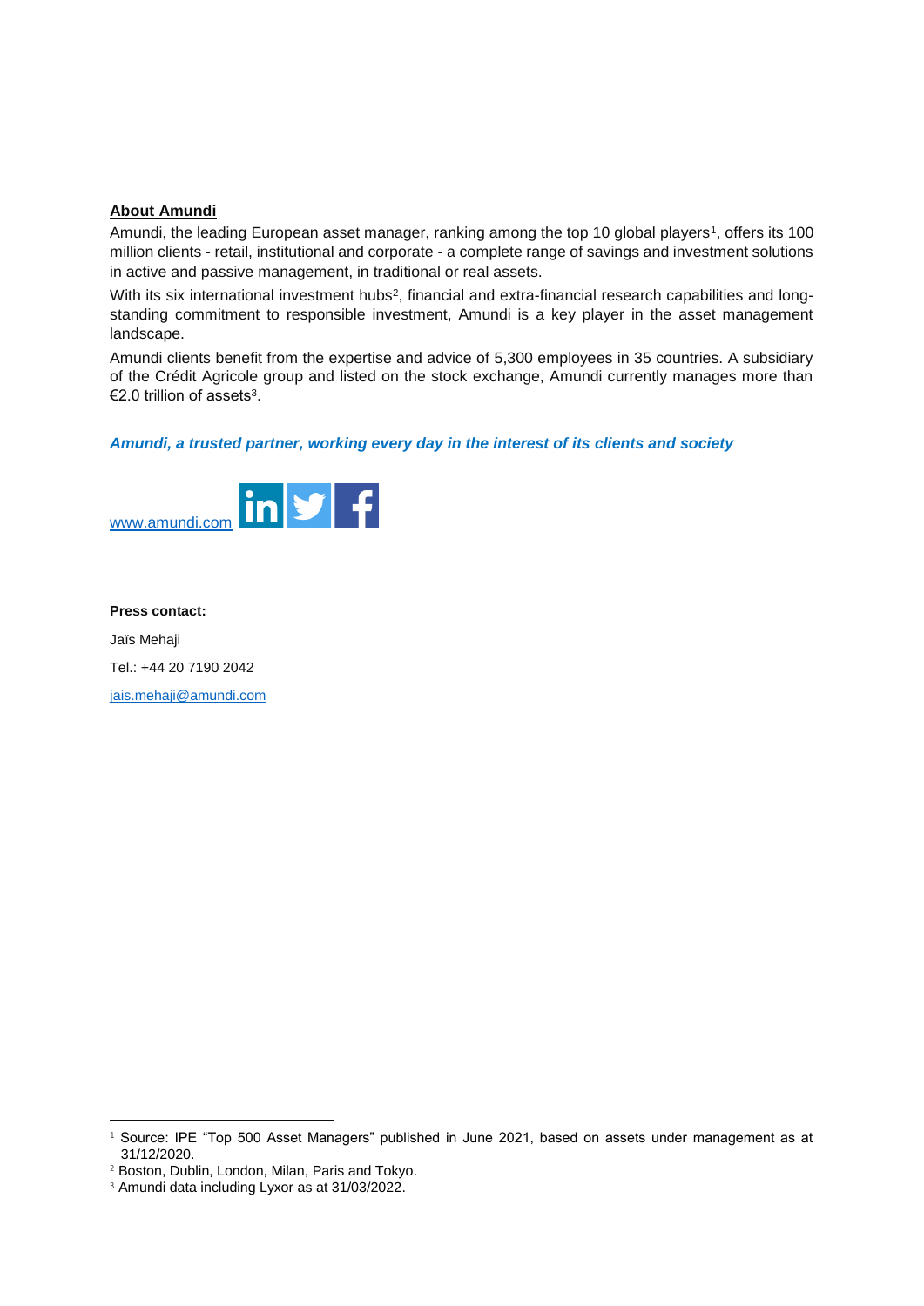**About Amundi**

Amundi, the leading European asset manager, ranking among the top 10 global players[1], offers its 100 million clients - retail, institutional and corporate - a complete range of savings and investment solutions in active and passive management, in traditional or real assets.

With its six international investment hubs[2], financial and extra-financial research capabilities and long-standing commitment to responsible investment, Amundi is a key player in the asset management landscape.

Amundi clients benefit from the expertise and advice of 5,300 employees in 35 countries. A subsidiary of the Crédit Agricole group and listed on the stock exchange, Amundi currently manages more than €2.0 trillion of assets[3].

***Amundi, a trusted partner, working every day in the interest of its clients and society***

www.amundi.com

**Press contact:**

Jaïs Mehaji

Tel.: +44 20 7190 2042

jais.mehaji@amundi.com

---

[1] Source: IPE "Top 500 Asset Managers" published in June 2021, based on assets under management as at 31/12/2020.

[2] Boston, Dublin, London, Milan, Paris and Tokyo.

[3] Amundi data including Lyxor as at 31/03/2022.